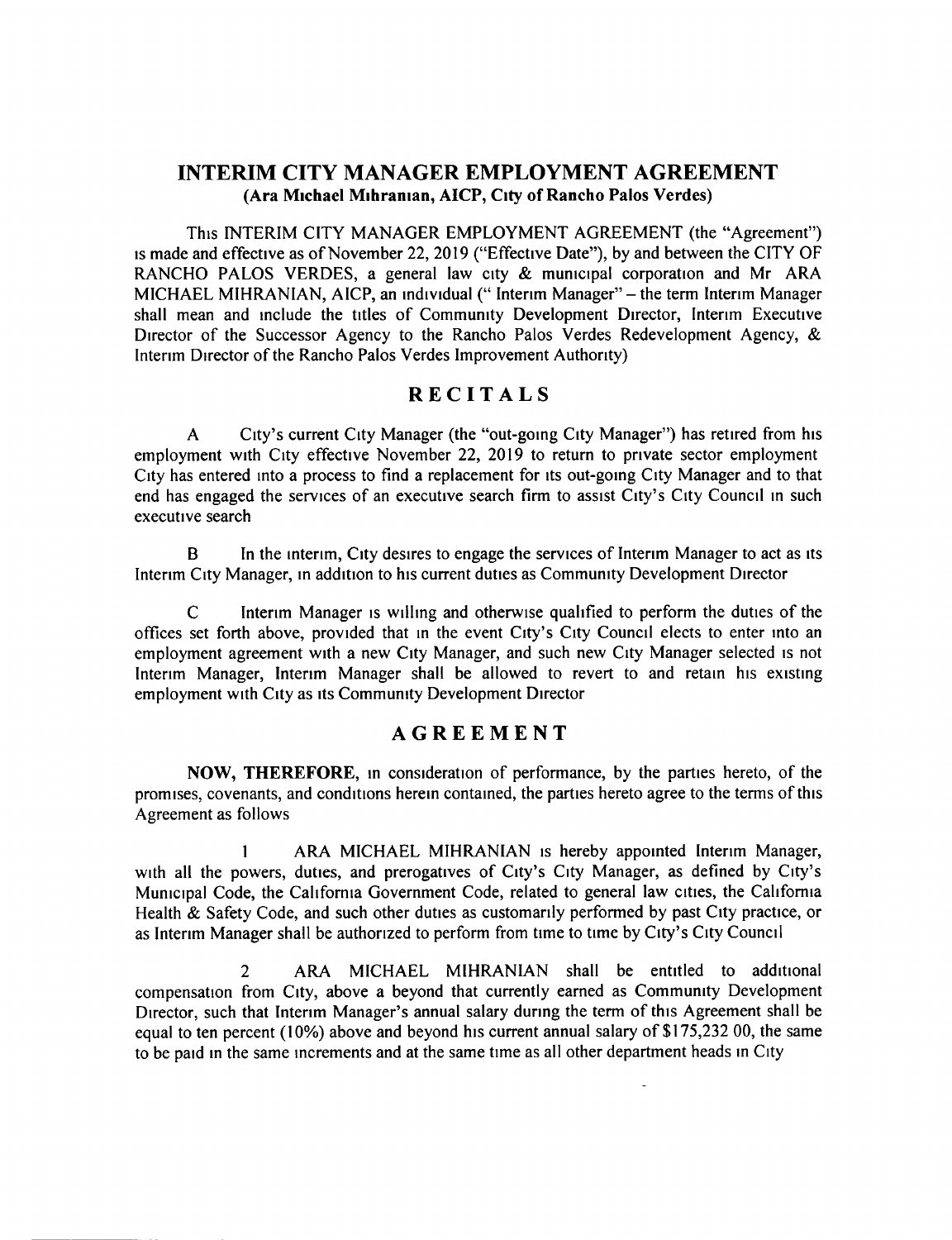# INTERIM CITY MANAGER EMPLOYMENT AGREEMENT

**(Ara Michael Mihranian, AICP, City of Rancho Palos Verdes)**

This INTERIM CITY MANAGER EMPLOYMENT AGREEMENT (the "Agreement") is made and effective as of November 22, 2019 ("Effective Date"), by and between the CITY OF RANCHO PALOS VERDES, a general law city & municipal corporation and Mr ARA MICHAEL MIHRANIAN, AICP, an individual (" Interim Manager" – the term Interim Manager shall mean and include the titles of Community Development Director, Interim Executive Director of the Successor Agency to the Rancho Palos Verdes Redevelopment Agency, & Interim Director of the Rancho Palos Verdes Improvement Authority)

## RECITALS

A City's current City Manager (the "out-going City Manager") has retired from his employment with City effective November 22, 2019 to return to private sector employment City has entered into a process to find a replacement for its out-going City Manager and to that end has engaged the services of an executive search firm to assist City's City Council in such executive search

B In the interim, City desires to engage the services of Interim Manager to act as its Interim City Manager, in addition to his current duties as Community Development Director

C Interim Manager is willing and otherwise qualified to perform the duties of the offices set forth above, provided that in the event City's City Council elects to enter into an employment agreement with a new City Manager, and such new City Manager selected is not Interim Manager, Interim Manager shall be allowed to revert to and retain his existing employment with City as its Community Development Director

## AGREEMENT

**NOW, THEREFORE,** in consideration of performance, by the parties hereto, of the promises, covenants, and conditions herein contained, the parties hereto agree to the terms of this Agreement as follows

1 ARA MICHAEL MIHRANIAN is hereby appointed Interim Manager, with all the powers, duties, and prerogatives of City's City Manager, as defined by City's Municipal Code, the California Government Code, related to general law cities, the California Health & Safety Code, and such other duties as customarily performed by past City practice, or as Interim Manager shall be authorized to perform from time to time by City's City Council

2 ARA MICHAEL MIHRANIAN shall be entitled to additional compensation from City, above a beyond that currently earned as Community Development Director, such that Interim Manager's annual salary during the term of this Agreement shall be equal to ten percent (10%) above and beyond his current annual salary of $175,232 00, the same to be paid in the same increments and at the same time as all other department heads in City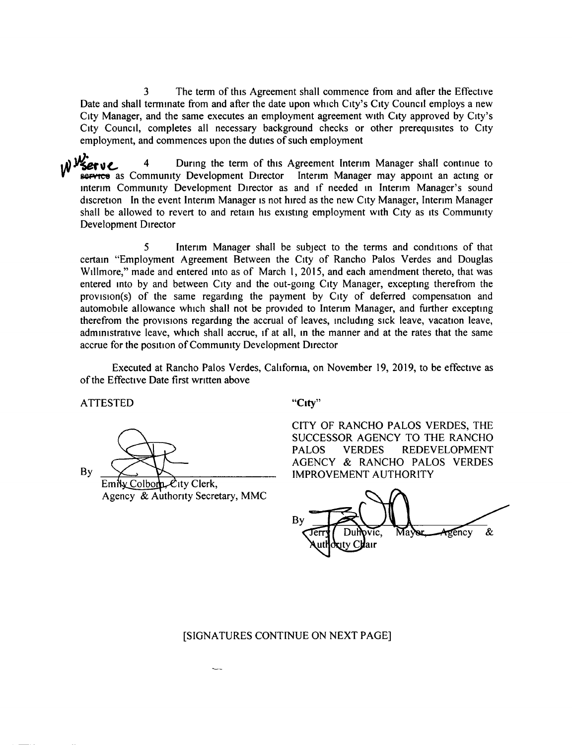3 The term of this Agreement shall commence from and after the Effective Date and shall terminate from and after the date upon which City's City Council employs a new City Manager, and the same executes an employment agreement with City approved by City's City Council, completes all necessary background checks or other prerequisites to City employment, and commences upon the duties of such employment

4 During the term of this Agreement Interim Manager shall continue to ~~service~~ serve as Community Development Director Interim Manager may appoint an acting or interim Community Development Director as and if needed in Interim Manager's sound discretion In the event Interim Manager is not hired as the new City Manager, Interim Manager shall be allowed to revert to and retain his existing employment with City as its Community Development Director

5 Interim Manager shall be subject to the terms and conditions of that certain "Employment Agreement Between the City of Rancho Palos Verdes and Douglas Willmore," made and entered into as of March 1, 2015, and each amendment thereto, that was entered into by and between City and the out-going City Manager, excepting therefrom the provision(s) of the same regarding the payment by City of deferred compensation and automobile allowance which shall not be provided to Interim Manager, and further excepting therefrom the provisions regarding the accrual of leaves, including sick leave, vacation leave, administrative leave, which shall accrue, if at all, in the manner and at the rates that the same accrue for the position of Community Development Director

Executed at Rancho Palos Verdes, California, on November 19, 2019, to be effective as of the Effective Date first written above

ATTESTED

By ______________________________
Emily Colborn, City Clerk,
Agency & Authority Secretary, MMC

"City"

CITY OF RANCHO PALOS VERDES, THE SUCCESSOR AGENCY TO THE RANCHO PALOS VERDES REDEVELOPMENT AGENCY & RANCHO PALOS VERDES IMPROVEMENT AUTHORITY

By ______________________________
Jerry Duhovic, Mayor, Agency & Authority Chair

[SIGNATURES CONTINUE ON NEXT PAGE]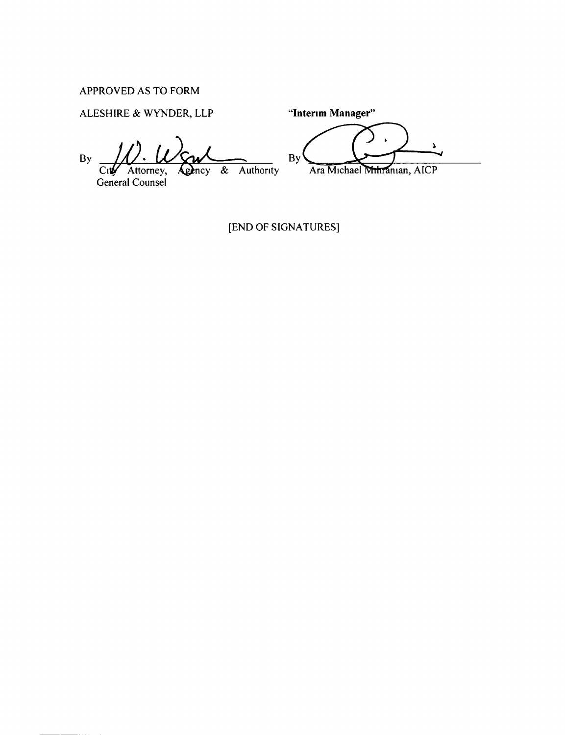APPROVED AS TO FORM

ALESHIRE & WYNDER, LLP

By ______________________________
City Attorney, Agency & Authority General Counsel

**"Interim Manager"**

By ______________________________
Ara Michael Mihranian, AICP

[END OF SIGNATURES]